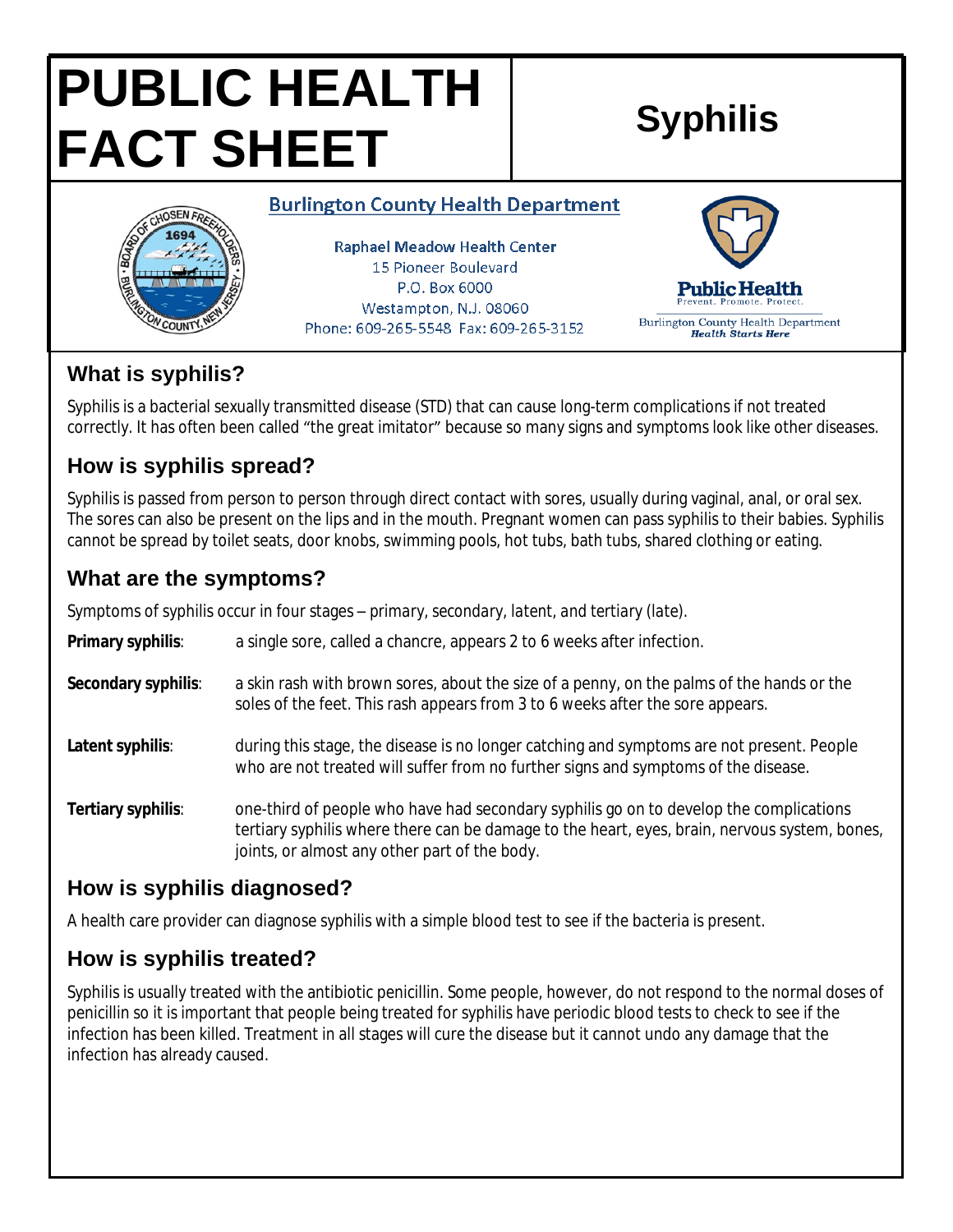# PUBLIC HEALTH FACT SHEET

# Syphilis

**Burlington County Health Department**

Raphael Meadow Health Center
15 Pioneer Boulevard
P.O. Box 6000
Westampton, N.J. 08060
Phone: 609-265-5548 Fax: 609-265-3152

Public Health
Prevent. Promote. Protect.
Burlington County Health Department
*Health Starts Here*

## What is syphilis?

Syphilis is a bacterial sexually transmitted disease (STD) that can cause long-term complications if not treated correctly. It has often been called "the great imitator" because so many signs and symptoms look like other diseases.

## How is syphilis spread?

Syphilis is passed from person to person through direct contact with sores, usually during vaginal, anal, or oral sex. The sores can also be present on the lips and in the mouth. Pregnant women can pass syphilis to their babies. Syphilis cannot be spread by toilet seats, door knobs, swimming pools, hot tubs, bath tubs, shared clothing or eating.

## What are the symptoms?

Symptoms of syphilis occur in four stages – primary, secondary, latent, and tertiary (late).

**Primary syphilis**: a single sore, called a chancre, appears 2 to 6 weeks after infection.

**Secondary syphilis**: a skin rash with brown sores, about the size of a penny, on the palms of the hands or the soles of the feet. This rash appears from 3 to 6 weeks after the sore appears.

**Latent syphilis**: during this stage, the disease is no longer catching and symptoms are not present. People who are not treated will suffer from no further signs and symptoms of the disease.

**Tertiary syphilis**: one-third of people who have had secondary syphilis go on to develop the complications tertiary syphilis where there can be damage to the heart, eyes, brain, nervous system, bones, joints, or almost any other part of the body.

## How is syphilis diagnosed?

A health care provider can diagnose syphilis with a simple blood test to see if the bacteria is present.

## How is syphilis treated?

Syphilis is usually treated with the antibiotic penicillin. Some people, however, do not respond to the normal doses of penicillin so it is important that people being treated for syphilis have periodic blood tests to check to see if the infection has been killed. Treatment in all stages will cure the disease but it cannot undo any damage that the infection has already caused.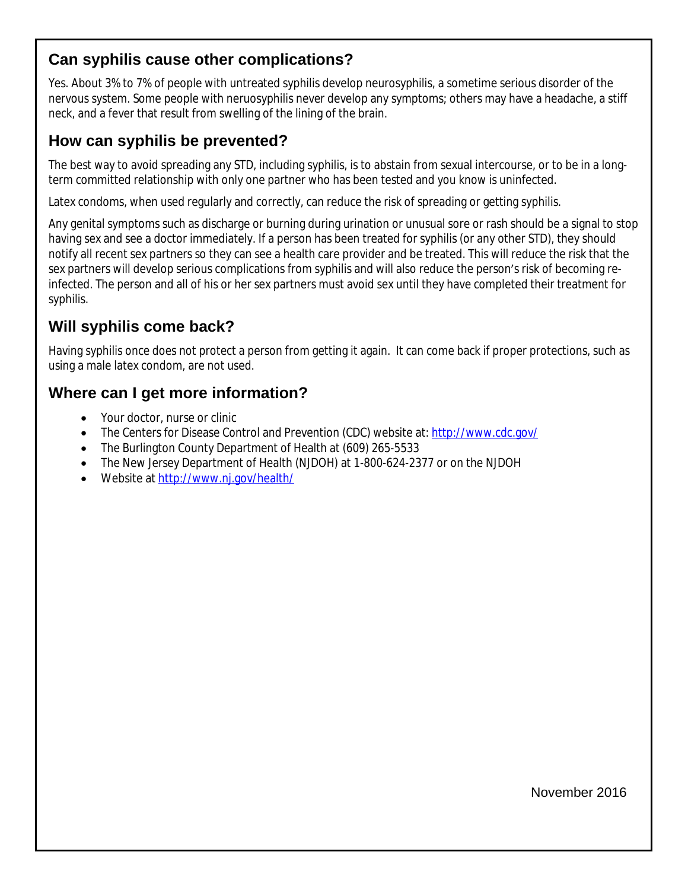## Can syphilis cause other complications?

Yes. About 3% to 7% of people with untreated syphilis develop neurosyphilis, a sometime serious disorder of the nervous system. Some people with neruosyphilis never develop any symptoms; others may have a headache, a stiff neck, and a fever that result from swelling of the lining of the brain.

## How can syphilis be prevented?

The best way to avoid spreading any STD, including syphilis, is to abstain from sexual intercourse, or to be in a long-term committed relationship with only one partner who has been tested and you know is uninfected.

Latex condoms, when used regularly and correctly, can reduce the risk of spreading or getting syphilis.

Any genital symptoms such as discharge or burning during urination or unusual sore or rash should be a signal to stop having sex and see a doctor immediately. If a person has been treated for syphilis (or any other STD), they should notify all recent sex partners so they can see a health care provider and be treated. This will reduce the risk that the sex partners will develop serious complications from syphilis and will also reduce the person's risk of becoming re-infected. The person and all of his or her sex partners must avoid sex until they have completed their treatment for syphilis.

## Will syphilis come back?

Having syphilis once does not protect a person from getting it again. It can come back if proper protections, such as using a male latex condom, are not used.

## Where can I get more information?

- Your doctor, nurse or clinic
- The Centers for Disease Control and Prevention (CDC) website at: http://www.cdc.gov/
- The Burlington County Department of Health at (609) 265-5533
- The New Jersey Department of Health (NJDOH) at 1-800-624-2377 or on the NJDOH
- Website at http://www.nj.gov/health/

November 2016